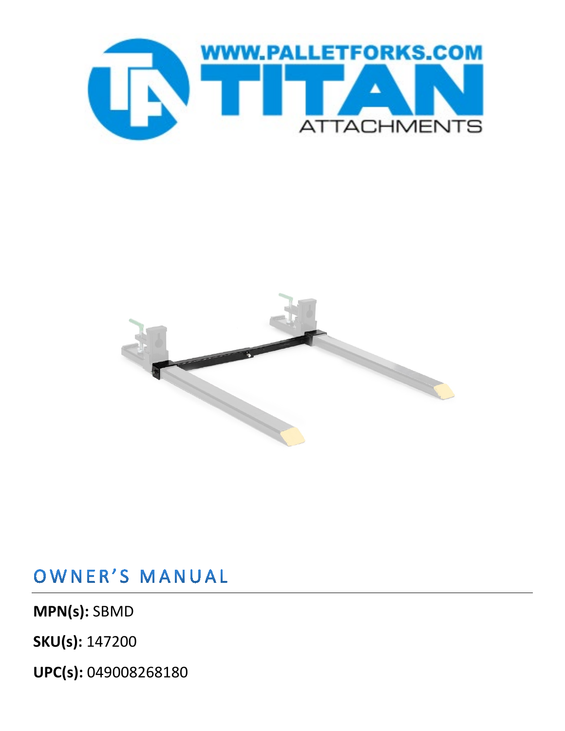WWW.PALLETFORKS.COM

TITAN

ATTACHMENTS

# OWNER'S MANUAL

**MPN(s):** SBMD

**SKU(s):** 147200

**UPC(s):** 049008268180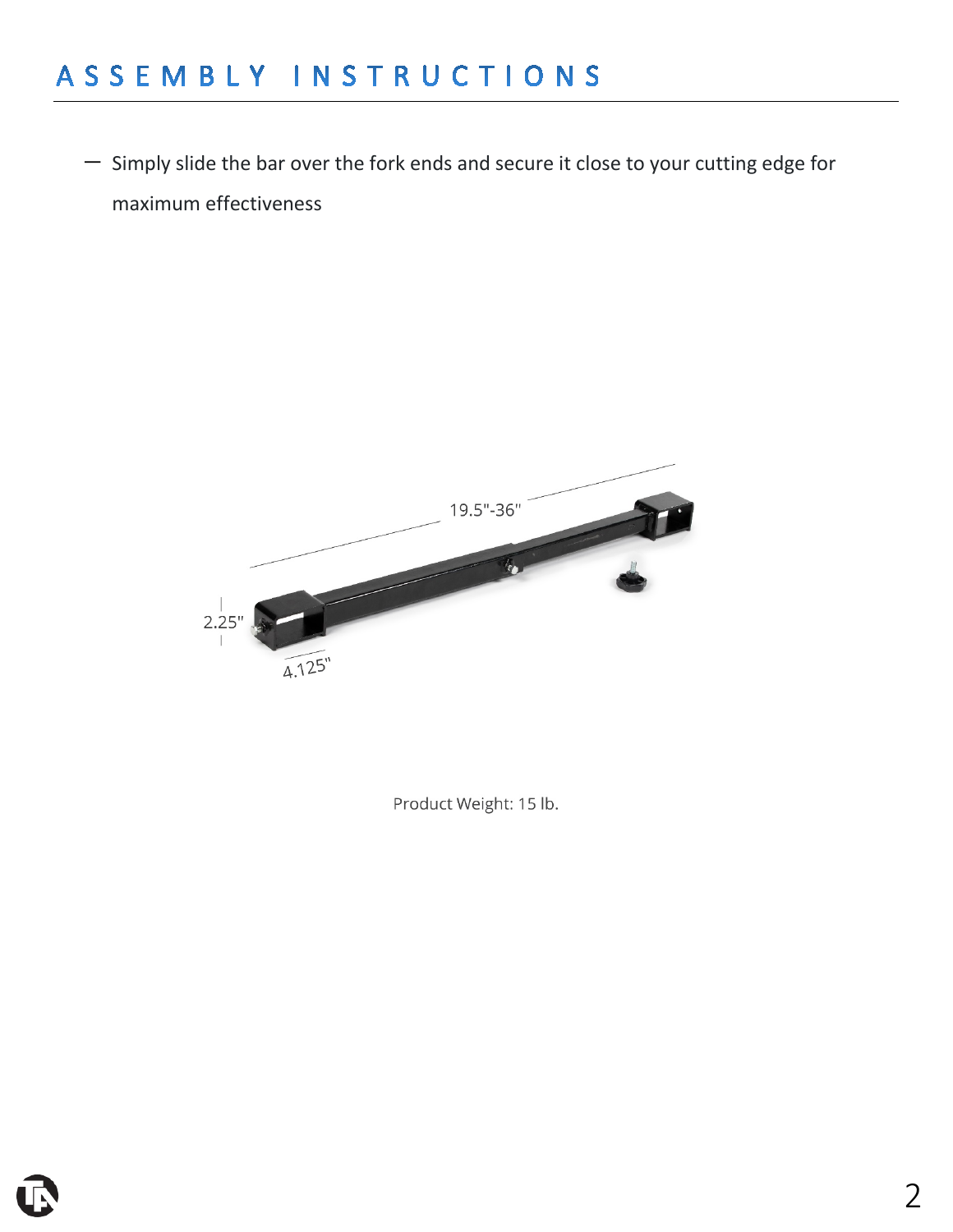# ASSEMBLY INSTRUCTIONS

- Simply slide the bar over the fork ends and secure it close to your cutting edge for maximum effectiveness

19.5"-36"

2.25"

4.125"

Product Weight: 15 lb.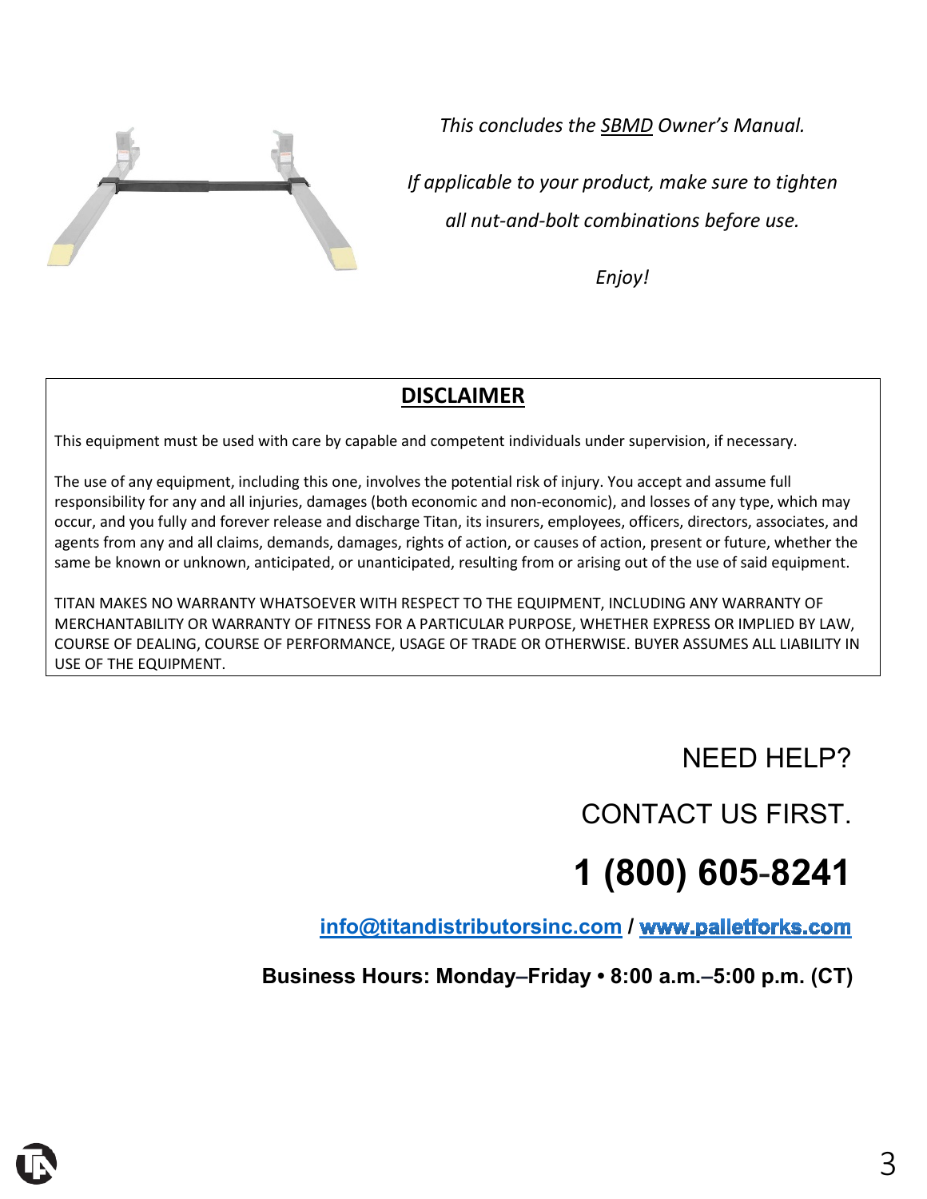*This concludes the SBMD Owner's Manual.*

*If applicable to your product, make sure to tighten all nut-and-bolt combinations before use.*

*Enjoy!*

## DISCLAIMER

This equipment must be used with care by capable and competent individuals under supervision, if necessary.

The use of any equipment, including this one, involves the potential risk of injury. You accept and assume full responsibility for any and all injuries, damages (both economic and non-economic), and losses of any type, which may occur, and you fully and forever release and discharge Titan, its insurers, employees, officers, directors, associates, and agents from any and all claims, demands, damages, rights of action, or causes of action, present or future, whether the same be known or unknown, anticipated, or unanticipated, resulting from or arising out of the use of said equipment.

TITAN MAKES NO WARRANTY WHATSOEVER WITH RESPECT TO THE EQUIPMENT, INCLUDING ANY WARRANTY OF MERCHANTABILITY OR WARRANTY OF FITNESS FOR A PARTICULAR PURPOSE, WHETHER EXPRESS OR IMPLIED BY LAW, COURSE OF DEALING, COURSE OF PERFORMANCE, USAGE OF TRADE OR OTHERWISE. BUYER ASSUMES ALL LIABILITY IN USE OF THE EQUIPMENT.

NEED HELP?

CONTACT US FIRST.

**1 (800) 605-8241**

**info@titandistributorsinc.com / www.palletforks.com**

**Business Hours: Monday–Friday • 8:00 a.m.–5:00 p.m. (CT)**